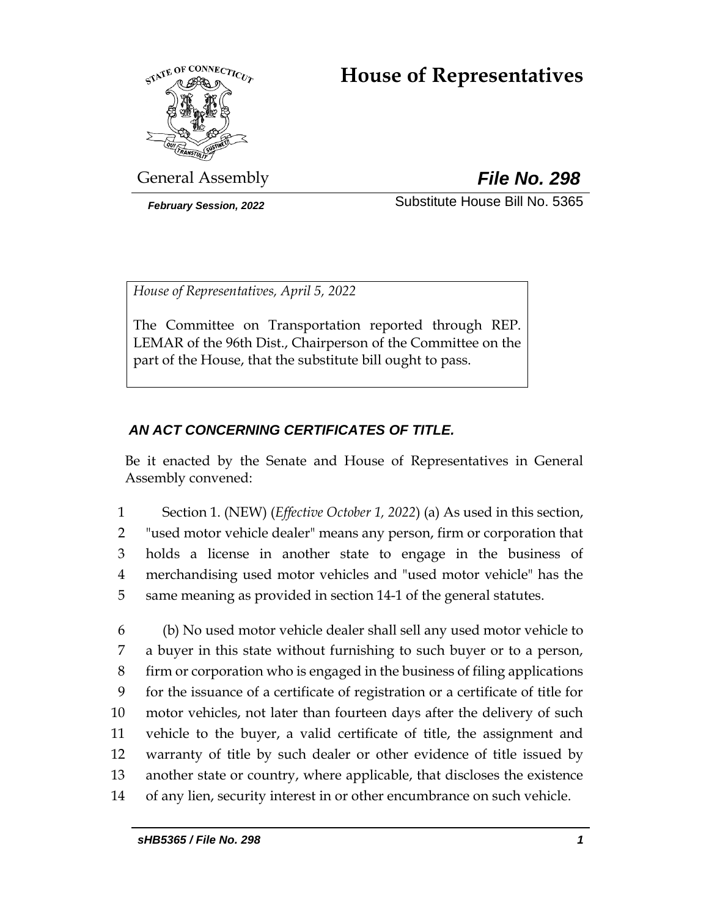# House of Representatives

General Assembly

***File No. 298***

*February Session, 2022*

Substitute House Bill No. 5365

*House of Representatives, April 5, 2022*

The Committee on Transportation reported through REP. LEMAR of the 96th Dist., Chairperson of the Committee on the part of the House, that the substitute bill ought to pass.

***AN ACT CONCERNING CERTIFICATES OF TITLE.***

Be it enacted by the Senate and House of Representatives in General Assembly convened:

1 Section 1. (NEW) (*Effective October 1, 2022*) (a) As used in this section,
2 "used motor vehicle dealer" means any person, firm or corporation that
3 holds a license in another state to engage in the business of
4 merchandising used motor vehicles and "used motor vehicle" has the
5 same meaning as provided in section 14-1 of the general statutes.

6 (b) No used motor vehicle dealer shall sell any used motor vehicle to
7 a buyer in this state without furnishing to such buyer or to a person,
8 firm or corporation who is engaged in the business of filing applications
9 for the issuance of a certificate of registration or a certificate of title for
10 motor vehicles, not later than fourteen days after the delivery of such
11 vehicle to the buyer, a valid certificate of title, the assignment and
12 warranty of title by such dealer or other evidence of title issued by
13 another state or country, where applicable, that discloses the existence
14 of any lien, security interest in or other encumbrance on such vehicle.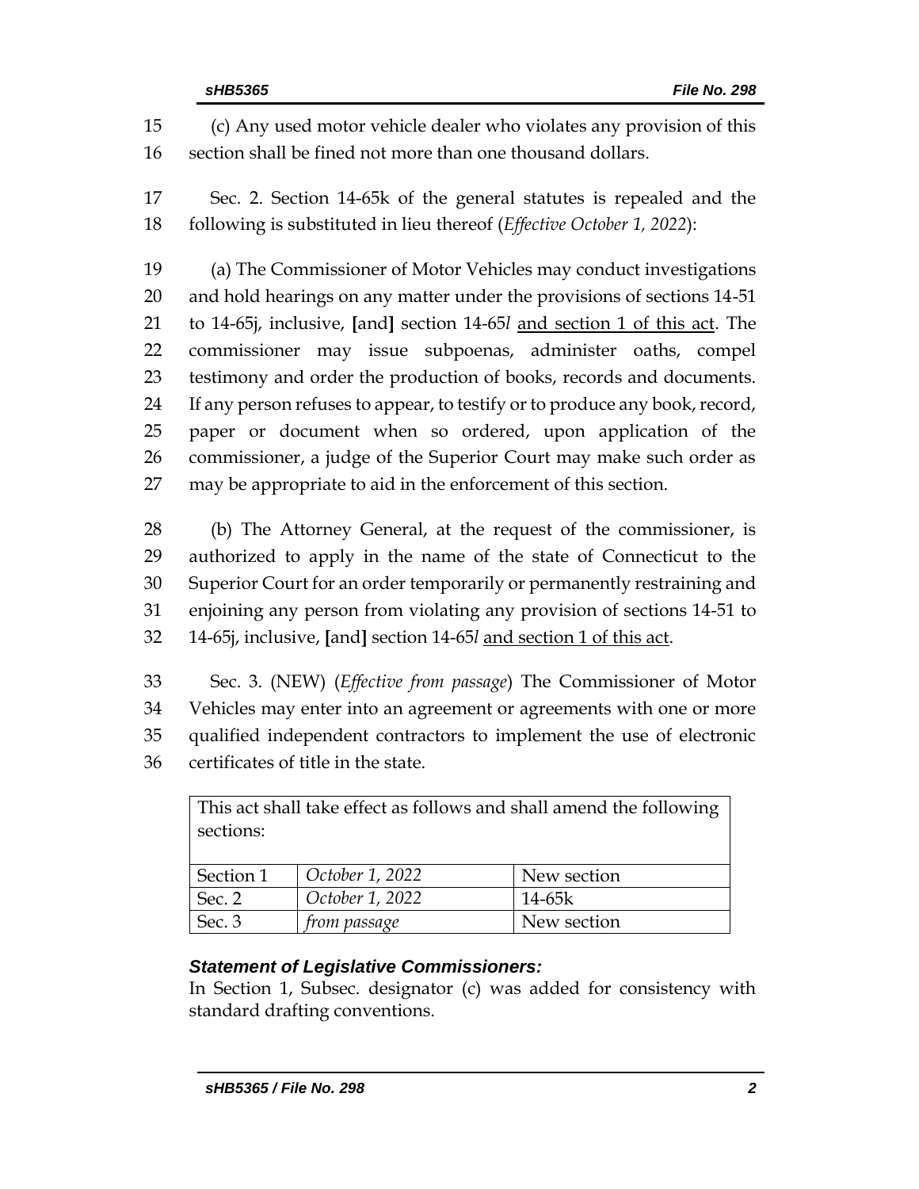(c) Any used motor vehicle dealer who violates any provision of this section shall be fined not more than one thousand dollars.

Sec. 2. Section 14-65k of the general statutes is repealed and the following is substituted in lieu thereof (*Effective October 1, 2022*):

(a) The Commissioner of Motor Vehicles may conduct investigations and hold hearings on any matter under the provisions of sections 14-51 to 14-65j, inclusive, **[**and**]** section 14-65*l* <u>and section 1 of this act</u>. The commissioner may issue subpoenas, administer oaths, compel testimony and order the production of books, records and documents. If any person refuses to appear, to testify or to produce any book, record, paper or document when so ordered, upon application of the commissioner, a judge of the Superior Court may make such order as may be appropriate to aid in the enforcement of this section.

(b) The Attorney General, at the request of the commissioner, is authorized to apply in the name of the state of Connecticut to the Superior Court for an order temporarily or permanently restraining and enjoining any person from violating any provision of sections 14-51 to 14-65j, inclusive, **[**and**]** section 14-65*l* <u>and section 1 of this act</u>.

Sec. 3. (NEW) (*Effective from passage*) The Commissioner of Motor Vehicles may enter into an agreement or agreements with one or more qualified independent contractors to implement the use of electronic certificates of title in the state.

| This act shall take effect as follows and shall amend the following sections: | | |
|---|---|---|
| Section 1 | *October 1, 2022* | New section |
| Sec. 2 | *October 1, 2022* | 14-65k |
| Sec. 3 | *from passage* | New section |

### *Statement of Legislative Commissioners:*

In Section 1, Subsec. designator (c) was added for consistency with standard drafting conventions.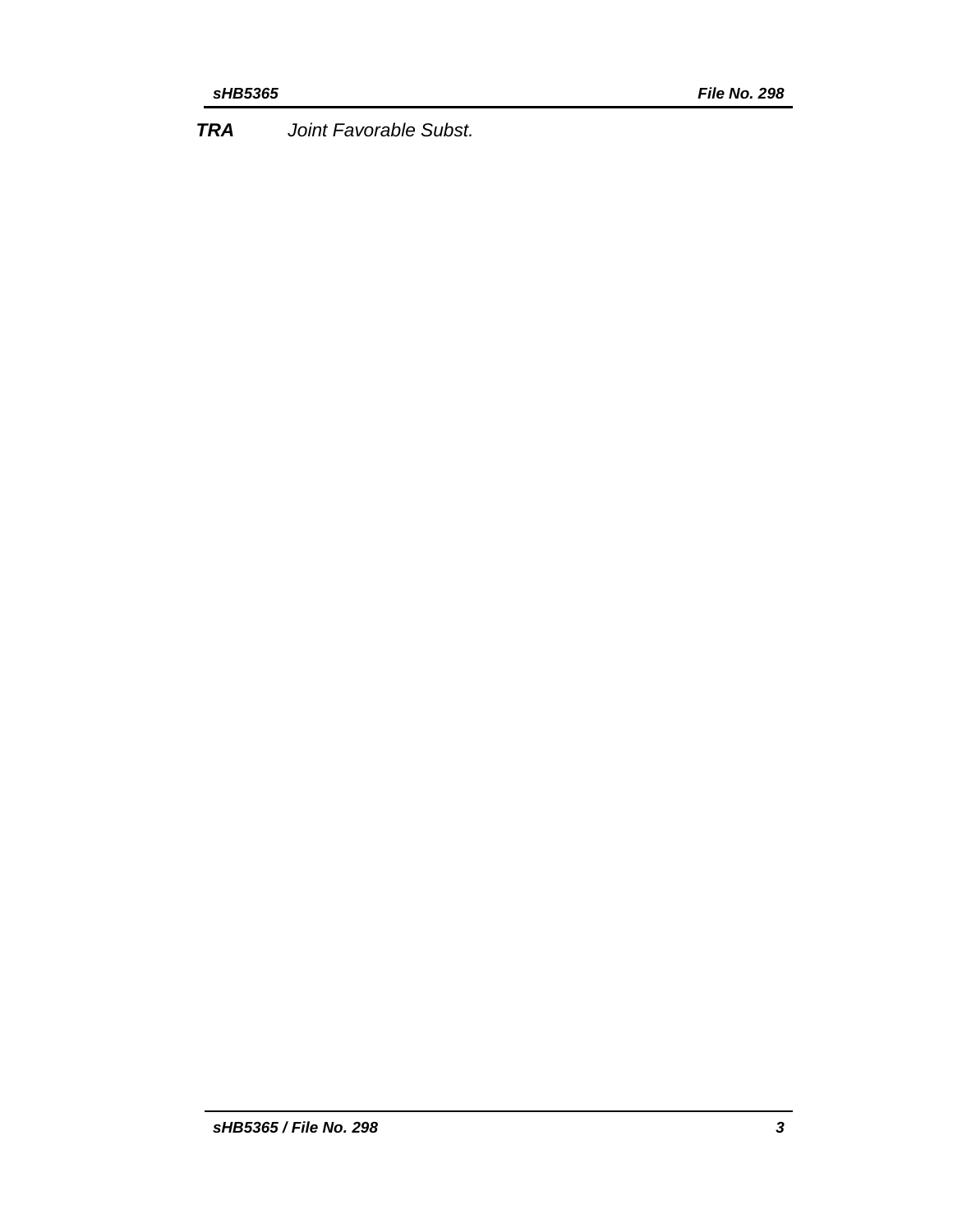***TRA*** *Joint Favorable Subst.*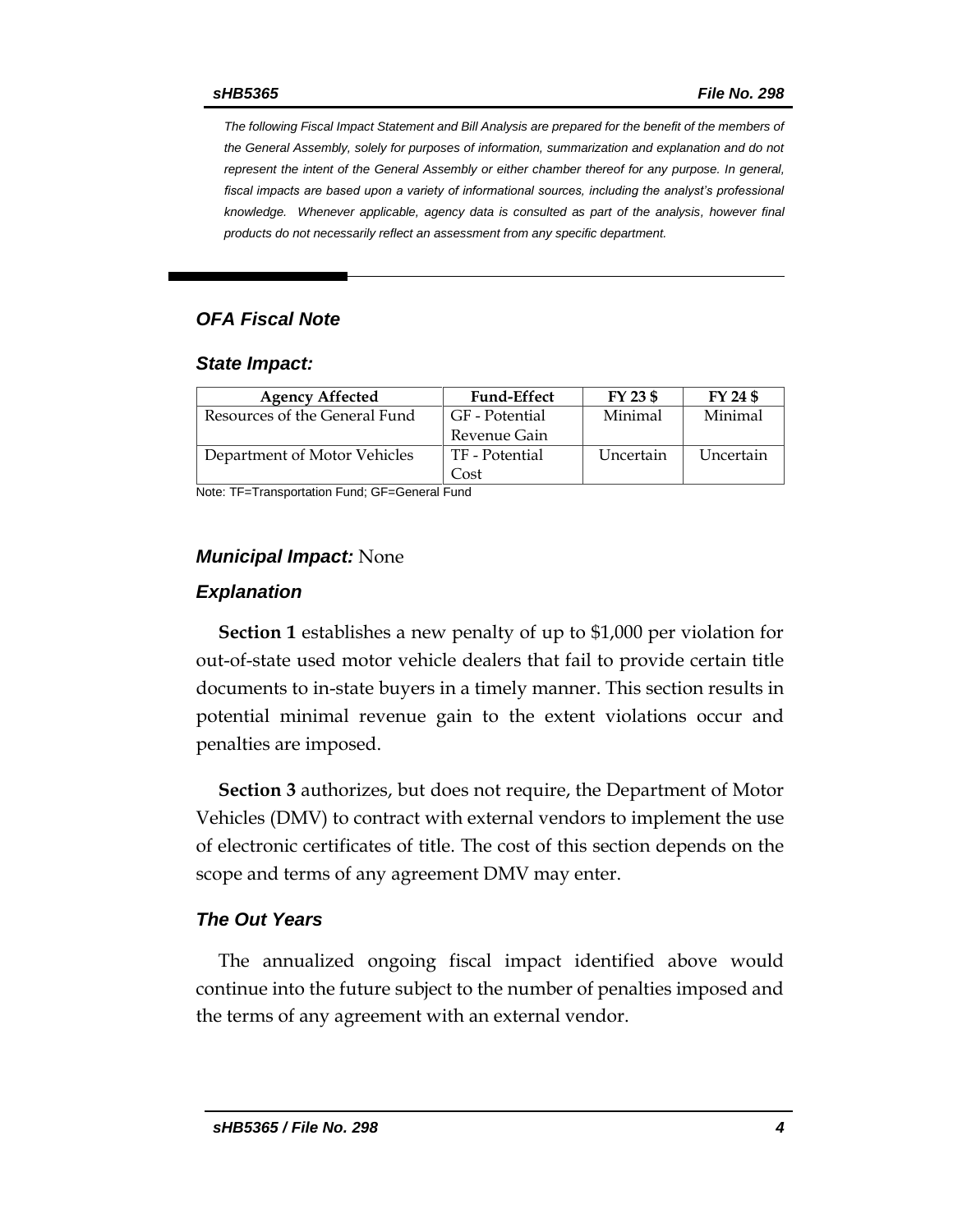*The following Fiscal Impact Statement and Bill Analysis are prepared for the benefit of the members of the General Assembly, solely for purposes of information, summarization and explanation and do not represent the intent of the General Assembly or either chamber thereof for any purpose. In general, fiscal impacts are based upon a variety of informational sources, including the analyst's professional knowledge. Whenever applicable, agency data is consulted as part of the analysis, however final products do not necessarily reflect an assessment from any specific department.*

## *OFA Fiscal Note*

### *State Impact:*

| Agency Affected | Fund-Effect | FY 23 $ | FY 24 $ |
|---|---|---|---|
| Resources of the General Fund | GF - Potential Revenue Gain | Minimal | Minimal |
| Department of Motor Vehicles | TF - Potential Cost | Uncertain | Uncertain |

Note: TF=Transportation Fund; GF=General Fund

### *Municipal Impact:* None

### *Explanation*

**Section 1** establishes a new penalty of up to $1,000 per violation for out-of-state used motor vehicle dealers that fail to provide certain title documents to in-state buyers in a timely manner. This section results in potential minimal revenue gain to the extent violations occur and penalties are imposed.

**Section 3** authorizes, but does not require, the Department of Motor Vehicles (DMV) to contract with external vendors to implement the use of electronic certificates of title. The cost of this section depends on the scope and terms of any agreement DMV may enter.

### *The Out Years*

The annualized ongoing fiscal impact identified above would continue into the future subject to the number of penalties imposed and the terms of any agreement with an external vendor.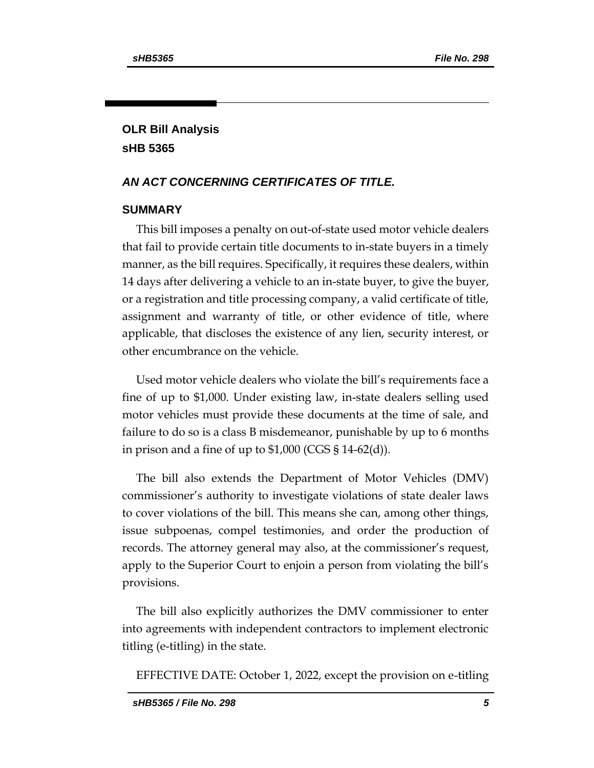## OLR Bill Analysis
## sHB 5365

### *AN ACT CONCERNING CERTIFICATES OF TITLE.*

### SUMMARY

This bill imposes a penalty on out-of-state used motor vehicle dealers that fail to provide certain title documents to in-state buyers in a timely manner, as the bill requires. Specifically, it requires these dealers, within 14 days after delivering a vehicle to an in-state buyer, to give the buyer, or a registration and title processing company, a valid certificate of title, assignment and warranty of title, or other evidence of title, where applicable, that discloses the existence of any lien, security interest, or other encumbrance on the vehicle.

Used motor vehicle dealers who violate the bill's requirements face a fine of up to $1,000. Under existing law, in-state dealers selling used motor vehicles must provide these documents at the time of sale, and failure to do so is a class B misdemeanor, punishable by up to 6 months in prison and a fine of up to $1,000 (CGS § 14-62(d)).

The bill also extends the Department of Motor Vehicles (DMV) commissioner's authority to investigate violations of state dealer laws to cover violations of the bill. This means she can, among other things, issue subpoenas, compel testimonies, and order the production of records. The attorney general may also, at the commissioner's request, apply to the Superior Court to enjoin a person from violating the bill's provisions.

The bill also explicitly authorizes the DMV commissioner to enter into agreements with independent contractors to implement electronic titling (e-titling) in the state.

EFFECTIVE DATE: October 1, 2022, except the provision on e-titling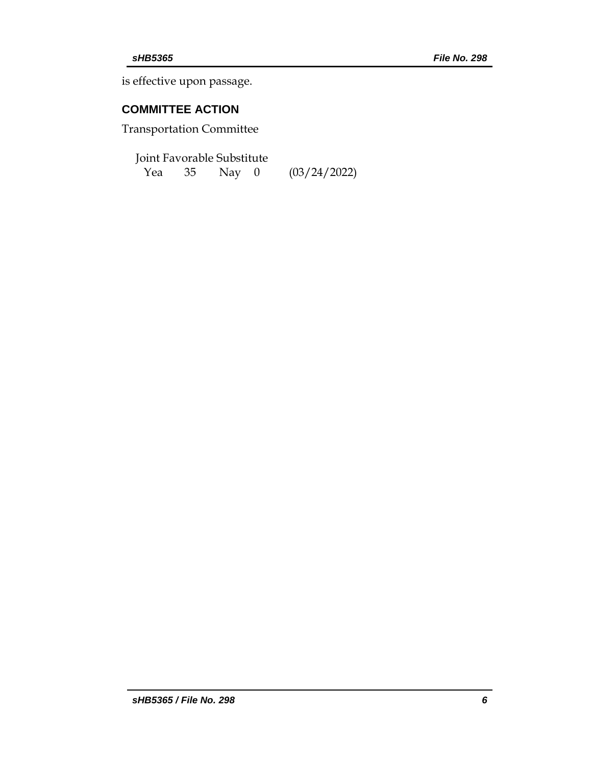is effective upon passage.

## COMMITTEE ACTION

Transportation Committee

Joint Favorable Substitute
Yea 35 Nay 0 (03/24/2022)